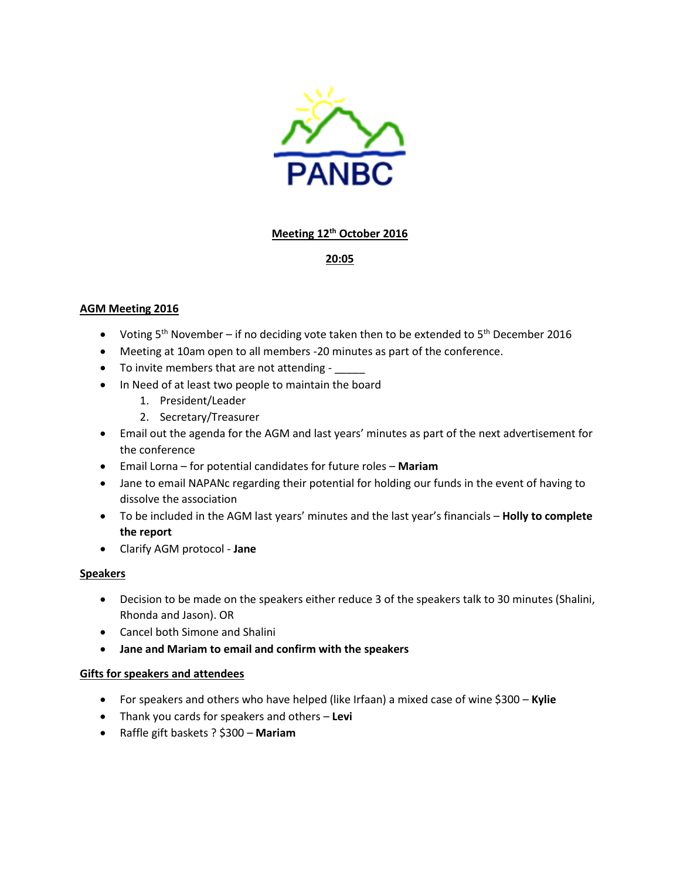PANBC

**Meeting 12th October 2016**

**20:05**

## AGM Meeting 2016

- Voting 5th November – if no deciding vote taken then to be extended to 5th December 2016
- Meeting at 10am open to all members -20 minutes as part of the conference.
- To invite members that are not attending - _____
- In Need of at least two people to maintain the board
    1. President/Leader
    2. Secretary/Treasurer
- Email out the agenda for the AGM and last years' minutes as part of the next advertisement for the conference
- Email Lorna – for potential candidates for future roles – **Mariam**
- Jane to email NAPANc regarding their potential for holding our funds in the event of having to dissolve the association
- To be included in the AGM last years' minutes and the last year's financials – **Holly to complete the report**
- Clarify AGM protocol - **Jane**

## Speakers

- Decision to be made on the speakers either reduce 3 of the speakers talk to 30 minutes (Shalini, Rhonda and Jason). OR
- Cancel both Simone and Shalini
- **Jane and Mariam to email and confirm with the speakers**

## Gifts for speakers and attendees

- For speakers and others who have helped (like Irfaan) a mixed case of wine $300 – **Kylie**
- Thank you cards for speakers and others – **Levi**
- Raffle gift baskets ? $300 – **Mariam**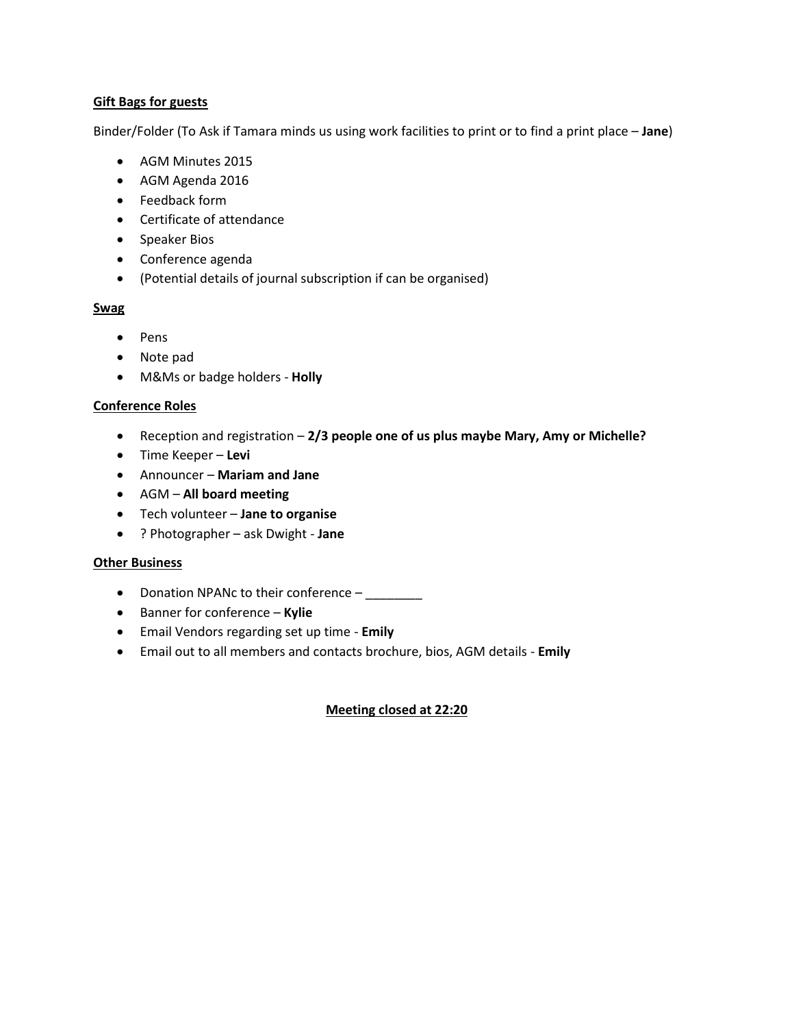**<u>Gift Bags for guests</u>**

Binder/Folder (To Ask if Tamara minds us using work facilities to print or to find a print place – **Jane**)

- AGM Minutes 2015
- AGM Agenda 2016
- Feedback form
- Certificate of attendance
- Speaker Bios
- Conference agenda
- (Potential details of journal subscription if can be organised)

**<u>Swag</u>**

- Pens
- Note pad
- M&Ms or badge holders - **Holly**

**<u>Conference Roles</u>**

- Reception and registration – **2/3 people one of us plus maybe Mary, Amy or Michelle?**
- Time Keeper – **Levi**
- Announcer – **Mariam and Jane**
- AGM – **All board meeting**
- Tech volunteer – **Jane to organise**
- ? Photographer – ask Dwight - **Jane**

**<u>Other Business</u>**

- Donation NPANc to their conference – ________
- Banner for conference – **Kylie**
- Email Vendors regarding set up time - **Emily**
- Email out to all members and contacts brochure, bios, AGM details - **Emily**

**<u>Meeting closed at 22:20</u>**